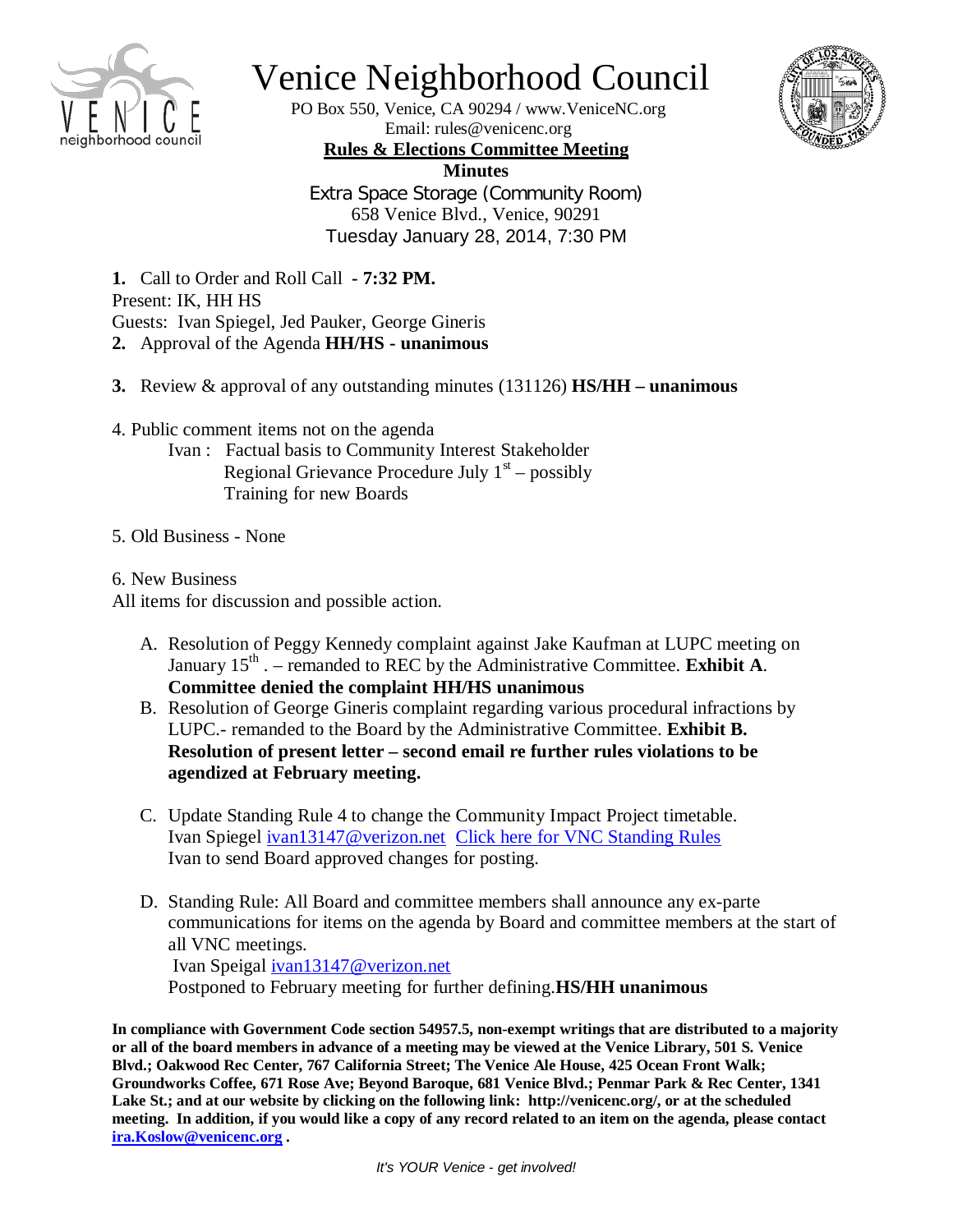# Venice Neighborhood Council

PO Box 550, Venice, CA 90294 / www.VeniceNC.org
Email: rules@venicenc.org

**Rules & Elections Committee Meeting**
**Minutes**
Extra Space Storage (Community Room)
658 Venice Blvd., Venice, 90291
Tuesday January 28, 2014, 7:30 PM

**1.** Call to Order and Roll Call **- 7:32 PM.**
Present: IK, HH HS
Guests: Ivan Spiegel, Jed Pauker, George Gineris
**2.** Approval of the Agenda **HH/HS - unanimous**

**3.** Review & approval of any outstanding minutes (131126) **HS/HH – unanimous**

4. Public comment items not on the agenda
    Ivan : Factual basis to Community Interest Stakeholder
    Regional Grievance Procedure July 1st – possibly
    Training for new Boards

5. Old Business - None

6. New Business
All items for discussion and possible action.

A. Resolution of Peggy Kennedy complaint against Jake Kaufman at LUPC meeting on January 15th . – remanded to REC by the Administrative Committee. **Exhibit A**. **Committee denied the complaint HH/HS unanimous**
B. Resolution of George Gineris complaint regarding various procedural infractions by LUPC.- remanded to the Board by the Administrative Committee. **Exhibit B. Resolution of present letter – second email re further rules violations to be agendized at February meeting.**

C. Update Standing Rule 4 to change the Community Impact Project timetable. Ivan Spiegel ivan13147@verizon.net Click here for VNC Standing Rules
Ivan to send Board approved changes for posting.

D. Standing Rule: All Board and committee members shall announce any ex-parte communications for items on the agenda by Board and committee members at the start of all VNC meetings.
Ivan Speigal ivan13147@verizon.net
Postponed to February meeting for further defining.**HS/HH unanimous**

**In compliance with Government Code section 54957.5, non-exempt writings that are distributed to a majority or all of the board members in advance of a meeting may be viewed at the Venice Library, 501 S. Venice Blvd.; Oakwood Rec Center, 767 California Street; The Venice Ale House, 425 Ocean Front Walk; Groundworks Coffee, 671 Rose Ave; Beyond Baroque, 681 Venice Blvd.; Penmar Park & Rec Center, 1341 Lake St.; and at our website by clicking on the following link: http://venicenc.org/, or at the scheduled meeting. In addition, if you would like a copy of any record related to an item on the agenda, please contact ira.Koslow@venicenc.org .**

*It's YOUR Venice - get involved!*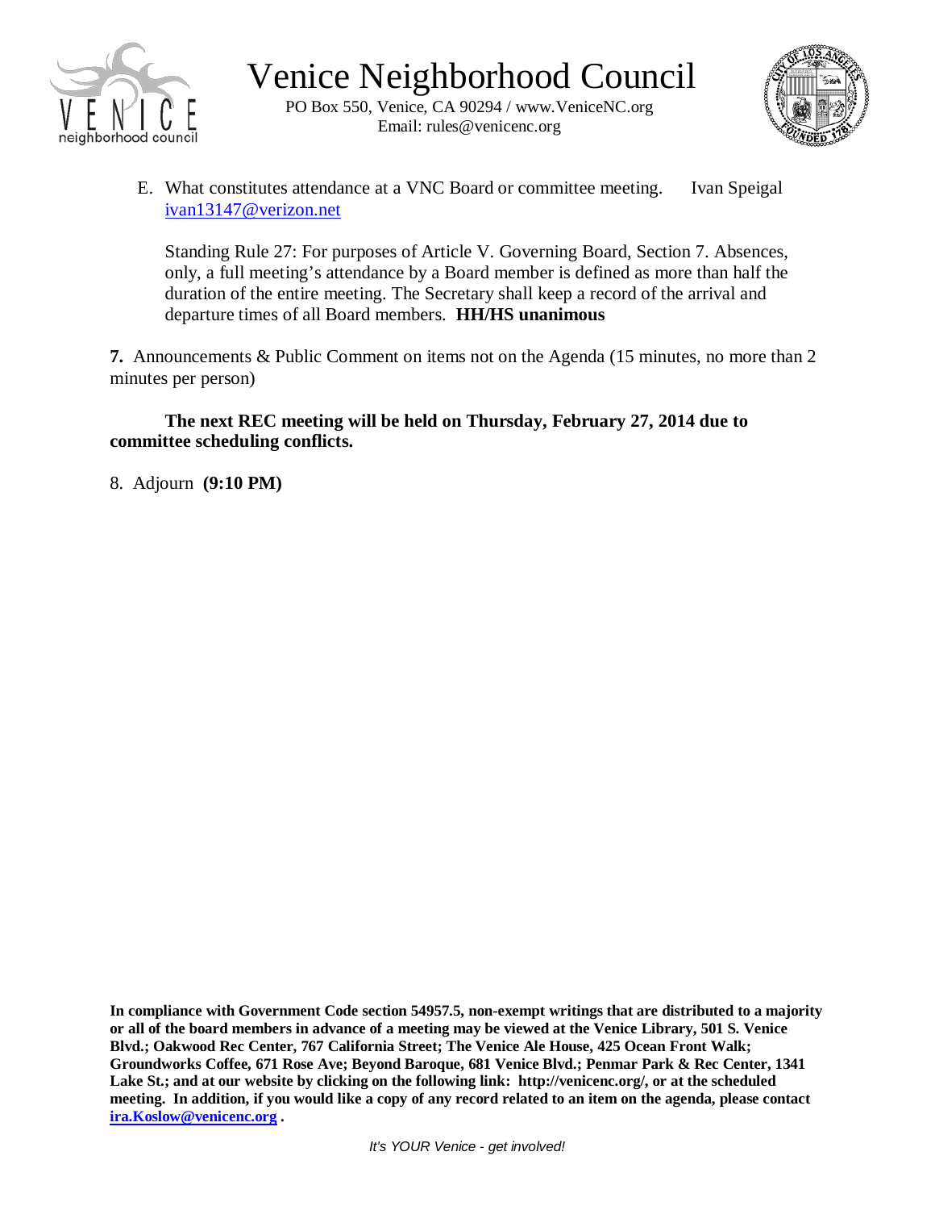# Venice Neighborhood Council

PO Box 550, Venice, CA 90294 / www.VeniceNC.org
Email: rules@venicenc.org

E. What constitutes attendance at a VNC Board or committee meeting. Ivan Speigal ivan13147@verizon.net

Standing Rule 27: For purposes of Article V. Governing Board, Section 7. Absences, only, a full meeting's attendance by a Board member is defined as more than half the duration of the entire meeting. The Secretary shall keep a record of the arrival and departure times of all Board members. **HH/HS unanimous**

**7.** Announcements & Public Comment on items not on the Agenda (15 minutes, no more than 2 minutes per person)

**The next REC meeting will be held on Thursday, February 27, 2014 due to committee scheduling conflicts.**

8. Adjourn **(9:10 PM)**

**In compliance with Government Code section 54957.5, non-exempt writings that are distributed to a majority or all of the board members in advance of a meeting may be viewed at the Venice Library, 501 S. Venice Blvd.; Oakwood Rec Center, 767 California Street; The Venice Ale House, 425 Ocean Front Walk; Groundworks Coffee, 671 Rose Ave; Beyond Baroque, 681 Venice Blvd.; Penmar Park & Rec Center, 1341 Lake St.; and at our website by clicking on the following link: http://venicenc.org/, or at the scheduled meeting. In addition, if you would like a copy of any record related to an item on the agenda, please contact ira.Koslow@venicenc.org .**

*It's YOUR Venice - get involved!*